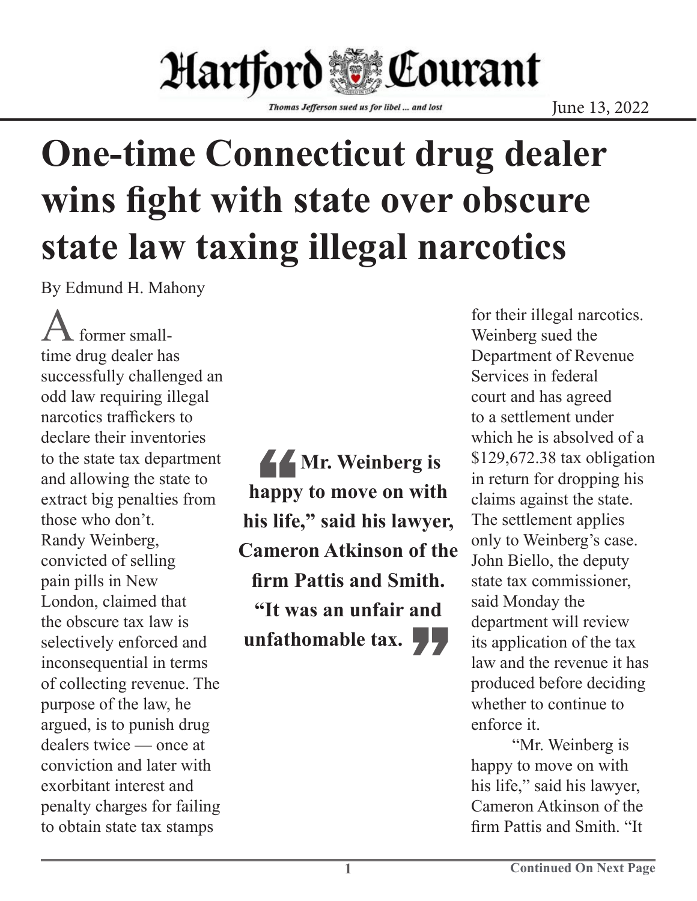Hartford Courant

*Thomas Jefferson sued us for libel ... and lost*

June 13, 2022

# One-time Connecticut drug dealer wins fight with state over obscure state law taxing illegal narcotics

By Edmund H. Mahony

A former small-time drug dealer has successfully challenged an odd law requiring illegal narcotics traffickers to declare their inventories to the state tax department and allowing the state to extract big penalties from those who don't.

Randy Weinberg, convicted of selling pain pills in New London, claimed that the obscure tax law is selectively enforced and inconsequential in terms of collecting revenue. The purpose of the law, he argued, is to punish drug dealers twice — once at conviction and later with exorbitant interest and penalty charges for failing to obtain state tax stamps for their illegal narcotics.

> **"Mr. Weinberg is happy to move on with his life," said his lawyer, Cameron Atkinson of the firm Pattis and Smith. "It was an unfair and unfathomable tax.**

Weinberg sued the Department of Revenue Services in federal court and has agreed to a settlement under which he is absolved of a $129,672.38 tax obligation in return for dropping his claims against the state. The settlement applies only to Weinberg's case. John Biello, the deputy state tax commissioner, said Monday the department will review its application of the tax law and the revenue it has produced before deciding whether to continue to enforce it.

"Mr. Weinberg is happy to move on with his life," said his lawyer, Cameron Atkinson of the firm Pattis and Smith. "It

**Continued On Next Page**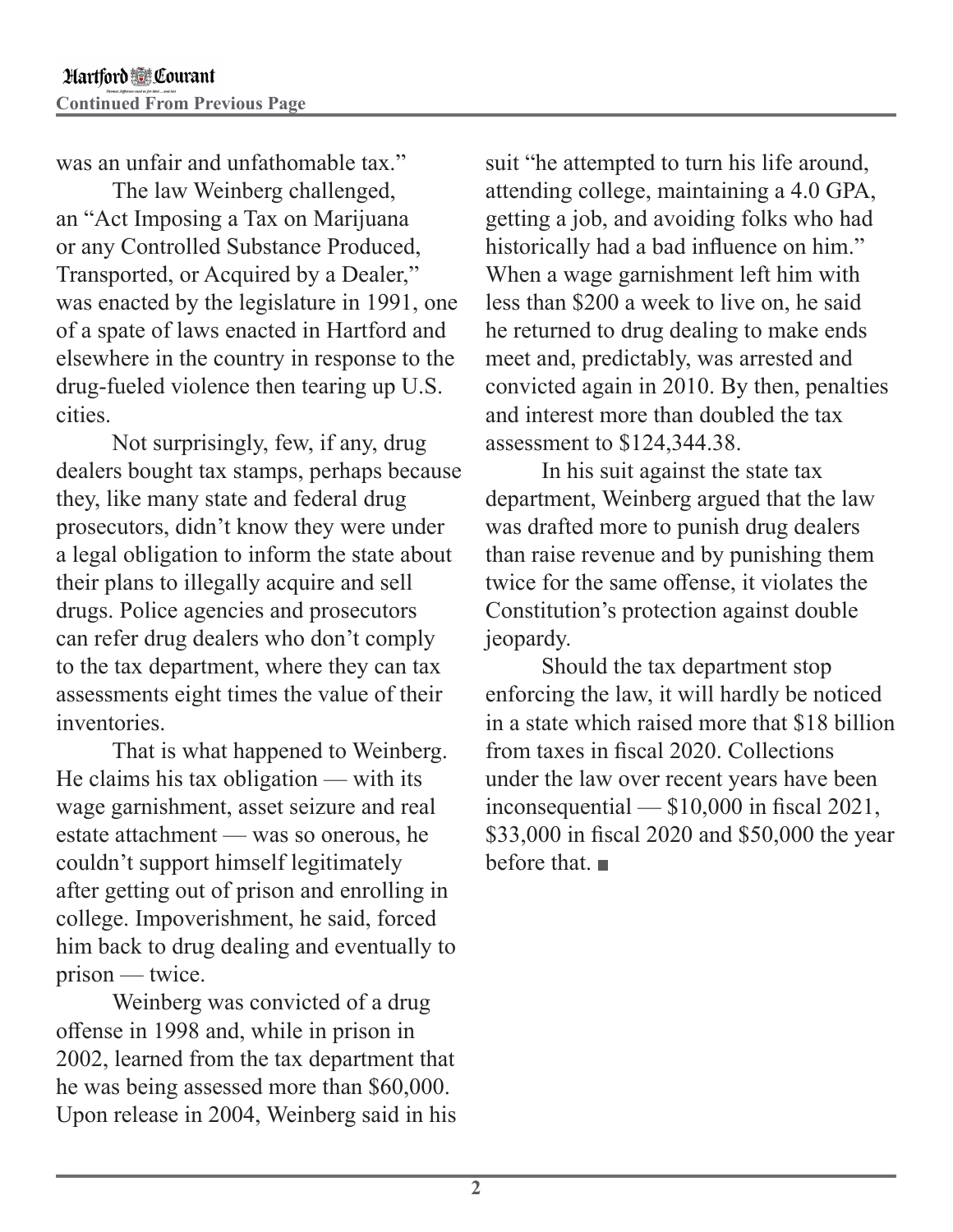was an unfair and unfathomable tax."

The law Weinberg challenged, an "Act Imposing a Tax on Marijuana or any Controlled Substance Produced, Transported, or Acquired by a Dealer," was enacted by the legislature in 1991, one of a spate of laws enacted in Hartford and elsewhere in the country in response to the drug-fueled violence then tearing up U.S. cities.

Not surprisingly, few, if any, drug dealers bought tax stamps, perhaps because they, like many state and federal drug prosecutors, didn't know they were under a legal obligation to inform the state about their plans to illegally acquire and sell drugs. Police agencies and prosecutors can refer drug dealers who don't comply to the tax department, where they can tax assessments eight times the value of their inventories.

That is what happened to Weinberg. He claims his tax obligation — with its wage garnishment, asset seizure and real estate attachment — was so onerous, he couldn't support himself legitimately after getting out of prison and enrolling in college. Impoverishment, he said, forced him back to drug dealing and eventually to prison — twice.

Weinberg was convicted of a drug offense in 1998 and, while in prison in 2002, learned from the tax department that he was being assessed more than $60,000. Upon release in 2004, Weinberg said in his suit "he attempted to turn his life around, attending college, maintaining a 4.0 GPA, getting a job, and avoiding folks who had historically had a bad influence on him." When a wage garnishment left him with less than $200 a week to live on, he said he returned to drug dealing to make ends meet and, predictably, was arrested and convicted again in 2010. By then, penalties and interest more than doubled the tax assessment to $124,344.38.

In his suit against the state tax department, Weinberg argued that the law was drafted more to punish drug dealers than raise revenue and by punishing them twice for the same offense, it violates the Constitution's protection against double jeopardy.

Should the tax department stop enforcing the law, it will hardly be noticed in a state which raised more that $18 billion from taxes in fiscal 2020. Collections under the law over recent years have been inconsequential — $10,000 in fiscal 2021, $33,000 in fiscal 2020 and $50,000 the year before that. ■